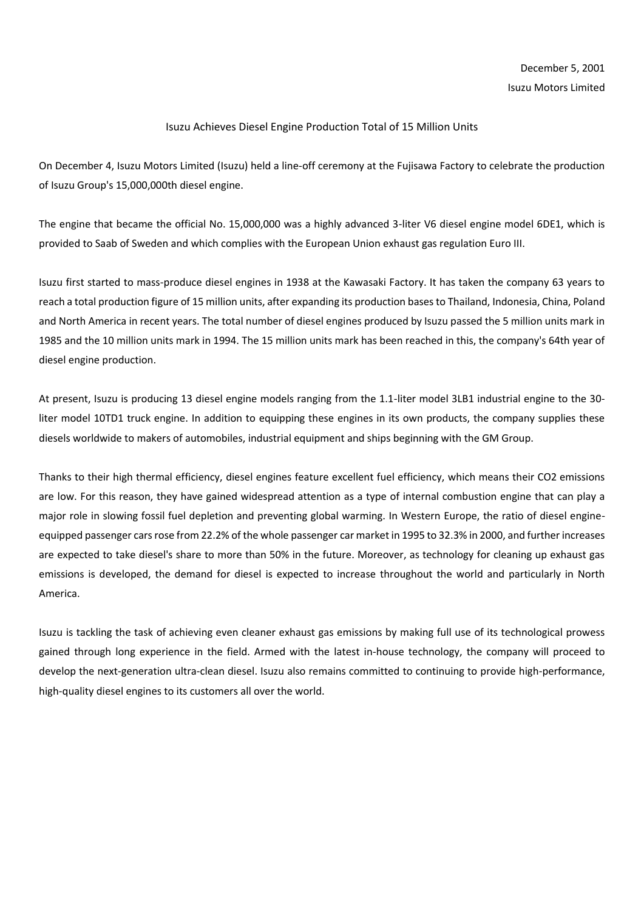December 5, 2001

Isuzu Motors Limited

# Isuzu Achieves Diesel Engine Production Total of 15 Million Units

On December 4, Isuzu Motors Limited (Isuzu) held a line-off ceremony at the Fujisawa Factory to celebrate the production of Isuzu Group's 15,000,000th diesel engine.

The engine that became the official No. 15,000,000 was a highly advanced 3-liter V6 diesel engine model 6DE1, which is provided to Saab of Sweden and which complies with the European Union exhaust gas regulation Euro III.

Isuzu first started to mass-produce diesel engines in 1938 at the Kawasaki Factory. It has taken the company 63 years to reach a total production figure of 15 million units, after expanding its production bases to Thailand, Indonesia, China, Poland and North America in recent years. The total number of diesel engines produced by Isuzu passed the 5 million units mark in 1985 and the 10 million units mark in 1994. The 15 million units mark has been reached in this, the company's 64th year of diesel engine production.

At present, Isuzu is producing 13 diesel engine models ranging from the 1.1-liter model 3LB1 industrial engine to the 30-liter model 10TD1 truck engine. In addition to equipping these engines in its own products, the company supplies these diesels worldwide to makers of automobiles, industrial equipment and ships beginning with the GM Group.

Thanks to their high thermal efficiency, diesel engines feature excellent fuel efficiency, which means their $CO_2$ emissions are low. For this reason, they have gained widespread attention as a type of internal combustion engine that can play a major role in slowing fossil fuel depletion and preventing global warming. In Western Europe, the ratio of diesel engine-equipped passenger cars rose from 22.2% of the whole passenger car market in 1995 to 32.3% in 2000, and further increases are expected to take diesel's share to more than 50% in the future. Moreover, as technology for cleaning up exhaust gas emissions is developed, the demand for diesel is expected to increase throughout the world and particularly in North America.

Isuzu is tackling the task of achieving even cleaner exhaust gas emissions by making full use of its technological prowess gained through long experience in the field. Armed with the latest in-house technology, the company will proceed to develop the next-generation ultra-clean diesel. Isuzu also remains committed to continuing to provide high-performance, high-quality diesel engines to its customers all over the world.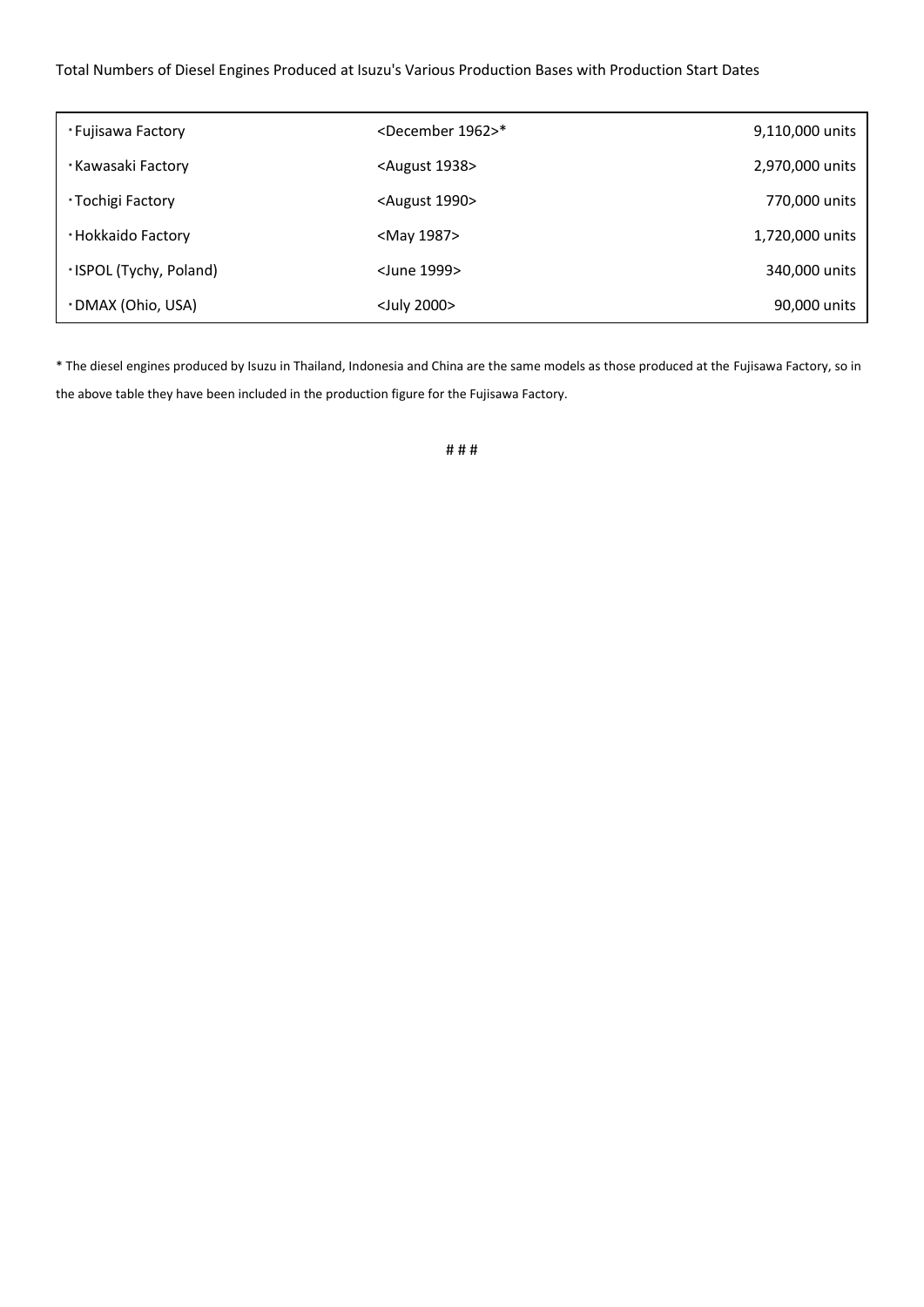Total Numbers of Diesel Engines Produced at Isuzu's Various Production Bases with Production Start Dates

| | | |
|---|---|---|
| ・Fujisawa Factory | <December 1962>* | 9,110,000 units |
| ・Kawasaki Factory | <August 1938> | 2,970,000 units |
| ・Tochigi Factory | <August 1990> | 770,000 units |
| ・Hokkaido Factory | <May 1987> | 1,720,000 units |
| ・ISPOL (Tychy, Poland) | <June 1999> | 340,000 units |
| ・DMAX (Ohio, USA) | <July 2000> | 90,000 units |

* The diesel engines produced by Isuzu in Thailand, Indonesia and China are the same models as those produced at the Fujisawa Factory, so in the above table they have been included in the production figure for the Fujisawa Factory.

# # #